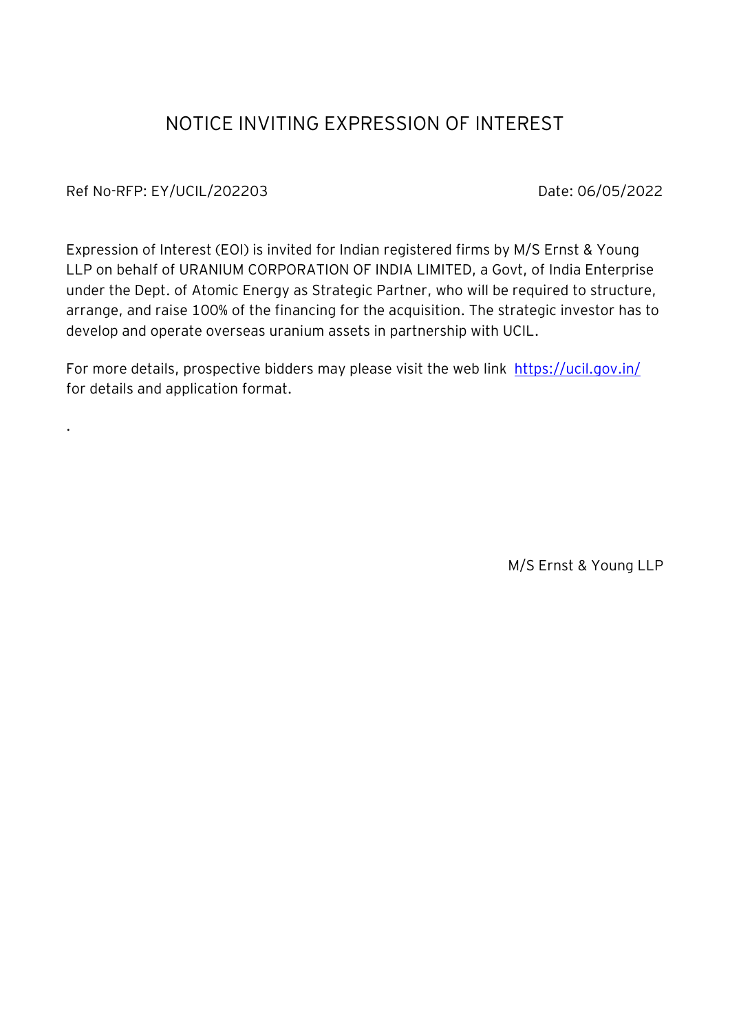# NOTICE INVITING EXPRESSION OF INTEREST

Ref No-RFP: EY/UCIL/202203 Date: 06/05/2022

Expression of Interest (EOI) is invited for Indian registered firms by M/S Ernst & Young LLP on behalf of URANIUM CORPORATION OF INDIA LIMITED, a Govt, of India Enterprise under the Dept. of Atomic Energy as Strategic Partner, who will be required to structure, arrange, and raise 100% of the financing for the acquisition. The strategic investor has to develop and operate overseas uranium assets in partnership with UCIL.

For more details, prospective bidders may please visit the web link https://ucil.gov.in/ for details and application format.

.

M/S Ernst & Young LLP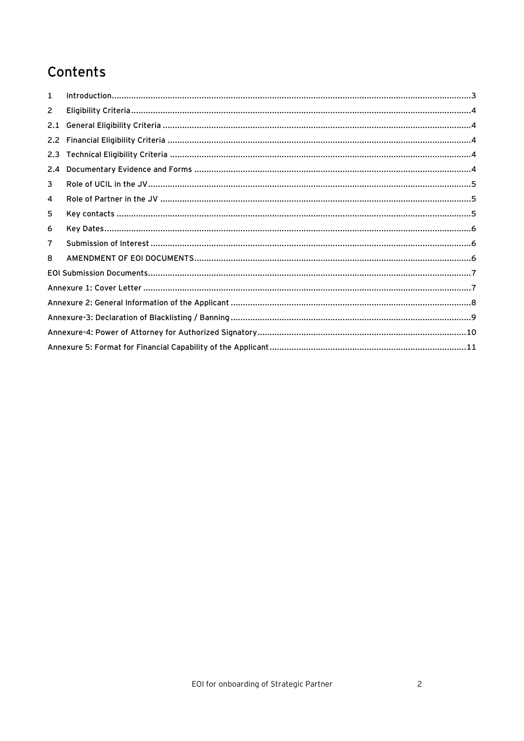# Contents

1 Introduction....3

2 Eligibility Criteria....4

2.1 General Eligibility Criteria....4

2.2 Financial Eligibility Criteria....4

2.3 Technical Eligibility Criteria....4

2.4 Documentary Evidence and Forms....4

3 Role of UCIL in the JV....5

4 Role of Partner in the JV....5

5 Key contacts....5

6 Key Dates....6

7 Submission of Interest....6

8 AMENDMENT OF EOI DOCUMENTS....6

EOI Submission Documents....7

Annexure 1: Cover Letter....7

Annexure 2: General Information of the Applicant....8

Annexure-3: Declaration of Blacklisting / Banning....9

Annexure-4: Power of Attorney for Authorized Signatory....10

Annexure 5: Format for Financial Capability of the Applicant....11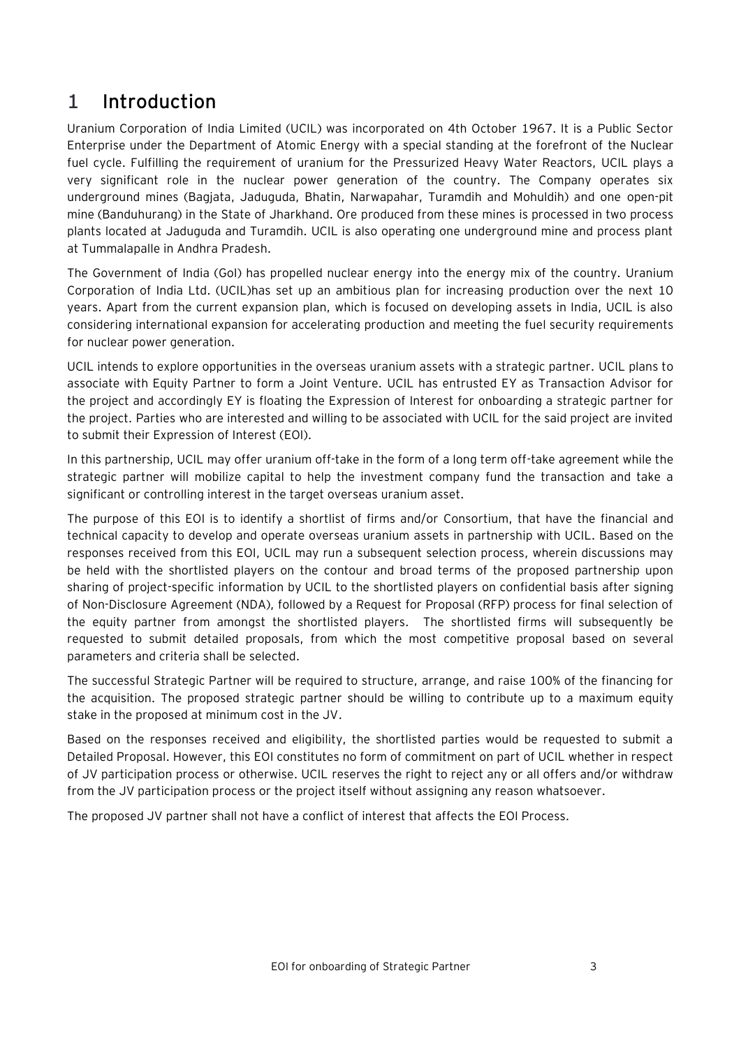# 1 Introduction

Uranium Corporation of India Limited (UCIL) was incorporated on 4th October 1967. It is a Public Sector Enterprise under the Department of Atomic Energy with a special standing at the forefront of the Nuclear fuel cycle. Fulfilling the requirement of uranium for the Pressurized Heavy Water Reactors, UCIL plays a very significant role in the nuclear power generation of the country. The Company operates six underground mines (Bagjata, Jaduguda, Bhatin, Narwapahar, Turamdih and Mohuldih) and one open-pit mine (Banduhurang) in the State of Jharkhand. Ore produced from these mines is processed in two process plants located at Jaduguda and Turamdih. UCIL is also operating one underground mine and process plant at Tummalapalle in Andhra Pradesh.

The Government of India (GoI) has propelled nuclear energy into the energy mix of the country. Uranium Corporation of India Ltd. (UCIL)has set up an ambitious plan for increasing production over the next 10 years. Apart from the current expansion plan, which is focused on developing assets in India, UCIL is also considering international expansion for accelerating production and meeting the fuel security requirements for nuclear power generation.

UCIL intends to explore opportunities in the overseas uranium assets with a strategic partner. UCIL plans to associate with Equity Partner to form a Joint Venture. UCIL has entrusted EY as Transaction Advisor for the project and accordingly EY is floating the Expression of Interest for onboarding a strategic partner for the project. Parties who are interested and willing to be associated with UCIL for the said project are invited to submit their Expression of Interest (EOI).

In this partnership, UCIL may offer uranium off-take in the form of a long term off-take agreement while the strategic partner will mobilize capital to help the investment company fund the transaction and take a significant or controlling interest in the target overseas uranium asset.

The purpose of this EOI is to identify a shortlist of firms and/or Consortium, that have the financial and technical capacity to develop and operate overseas uranium assets in partnership with UCIL. Based on the responses received from this EOI, UCIL may run a subsequent selection process, wherein discussions may be held with the shortlisted players on the contour and broad terms of the proposed partnership upon sharing of project-specific information by UCIL to the shortlisted players on confidential basis after signing of Non-Disclosure Agreement (NDA), followed by a Request for Proposal (RFP) process for final selection of the equity partner from amongst the shortlisted players. The shortlisted firms will subsequently be requested to submit detailed proposals, from which the most competitive proposal based on several parameters and criteria shall be selected.

The successful Strategic Partner will be required to structure, arrange, and raise 100% of the financing for the acquisition. The proposed strategic partner should be willing to contribute up to a maximum equity stake in the proposed at minimum cost in the JV.

Based on the responses received and eligibility, the shortlisted parties would be requested to submit a Detailed Proposal. However, this EOI constitutes no form of commitment on part of UCIL whether in respect of JV participation process or otherwise. UCIL reserves the right to reject any or all offers and/or withdraw from the JV participation process or the project itself without assigning any reason whatsoever.

The proposed JV partner shall not have a conflict of interest that affects the EOI Process.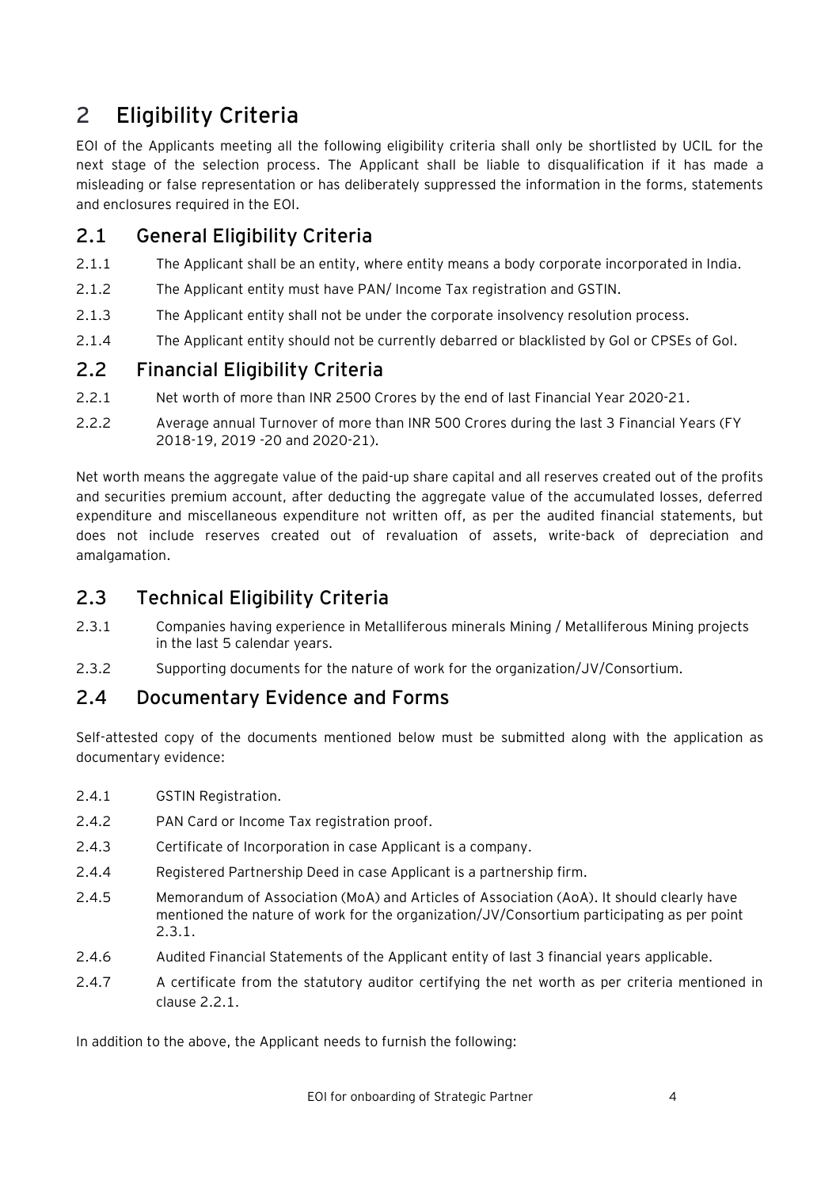# 2 Eligibility Criteria

EOI of the Applicants meeting all the following eligibility criteria shall only be shortlisted by UCIL for the next stage of the selection process. The Applicant shall be liable to disqualification if it has made a misleading or false representation or has deliberately suppressed the information in the forms, statements and enclosures required in the EOI.

## 2.1 General Eligibility Criteria

2.1.1 The Applicant shall be an entity, where entity means a body corporate incorporated in India.

2.1.2 The Applicant entity must have PAN/ Income Tax registration and GSTIN.

2.1.3 The Applicant entity shall not be under the corporate insolvency resolution process.

2.1.4 The Applicant entity should not be currently debarred or blacklisted by GoI or CPSEs of GoI.

## 2.2 Financial Eligibility Criteria

2.2.1 Net worth of more than INR 2500 Crores by the end of last Financial Year 2020-21.

2.2.2 Average annual Turnover of more than INR 500 Crores during the last 3 Financial Years (FY 2018-19, 2019 -20 and 2020-21).

Net worth means the aggregate value of the paid-up share capital and all reserves created out of the profits and securities premium account, after deducting the aggregate value of the accumulated losses, deferred expenditure and miscellaneous expenditure not written off, as per the audited financial statements, but does not include reserves created out of revaluation of assets, write-back of depreciation and amalgamation.

## 2.3 Technical Eligibility Criteria

2.3.1 Companies having experience in Metalliferous minerals Mining / Metalliferous Mining projects in the last 5 calendar years.

2.3.2 Supporting documents for the nature of work for the organization/JV/Consortium.

## 2.4 Documentary Evidence and Forms

Self-attested copy of the documents mentioned below must be submitted along with the application as documentary evidence:

2.4.1 GSTIN Registration.

2.4.2 PAN Card or Income Tax registration proof.

2.4.3 Certificate of Incorporation in case Applicant is a company.

2.4.4 Registered Partnership Deed in case Applicant is a partnership firm.

2.4.5 Memorandum of Association (MoA) and Articles of Association (AoA). It should clearly have mentioned the nature of work for the organization/JV/Consortium participating as per point 2.3.1.

2.4.6 Audited Financial Statements of the Applicant entity of last 3 financial years applicable.

2.4.7 A certificate from the statutory auditor certifying the net worth as per criteria mentioned in clause 2.2.1.

In addition to the above, the Applicant needs to furnish the following: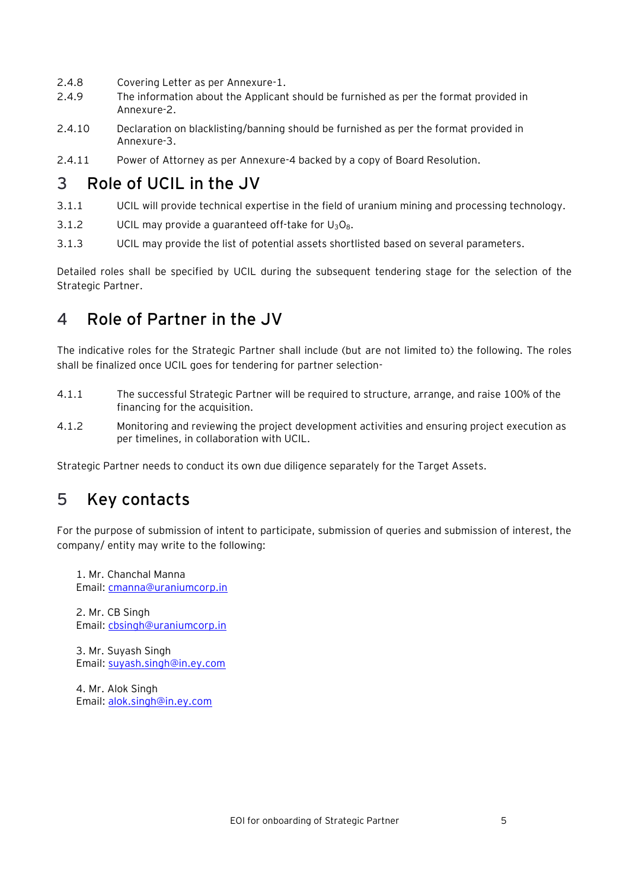2.4.8 Covering Letter as per Annexure-1.

2.4.9 The information about the Applicant should be furnished as per the format provided in Annexure-2.

2.4.10 Declaration on blacklisting/banning should be furnished as per the format provided in Annexure-3.

2.4.11 Power of Attorney as per Annexure-4 backed by a copy of Board Resolution.

# 3 Role of UCIL in the JV

3.1.1 UCIL will provide technical expertise in the field of uranium mining and processing technology.

3.1.2 UCIL may provide a guaranteed off-take for $U_3O_8$.

3.1.3 UCIL may provide the list of potential assets shortlisted based on several parameters.

Detailed roles shall be specified by UCIL during the subsequent tendering stage for the selection of the Strategic Partner.

# 4 Role of Partner in the JV

The indicative roles for the Strategic Partner shall include (but are not limited to) the following. The roles shall be finalized once UCIL goes for tendering for partner selection-

4.1.1 The successful Strategic Partner will be required to structure, arrange, and raise 100% of the financing for the acquisition.

4.1.2 Monitoring and reviewing the project development activities and ensuring project execution as per timelines, in collaboration with UCIL.

Strategic Partner needs to conduct its own due diligence separately for the Target Assets.

# 5 Key contacts

For the purpose of submission of intent to participate, submission of queries and submission of interest, the company/ entity may write to the following:

1. Mr. Chanchal Manna
   Email: cmanna@uraniumcorp.in

2. Mr. CB Singh
   Email: cbsingh@uraniumcorp.in

3. Mr. Suyash Singh
   Email: suyash.singh@in.ey.com

4. Mr. Alok Singh
   Email: alok.singh@in.ey.com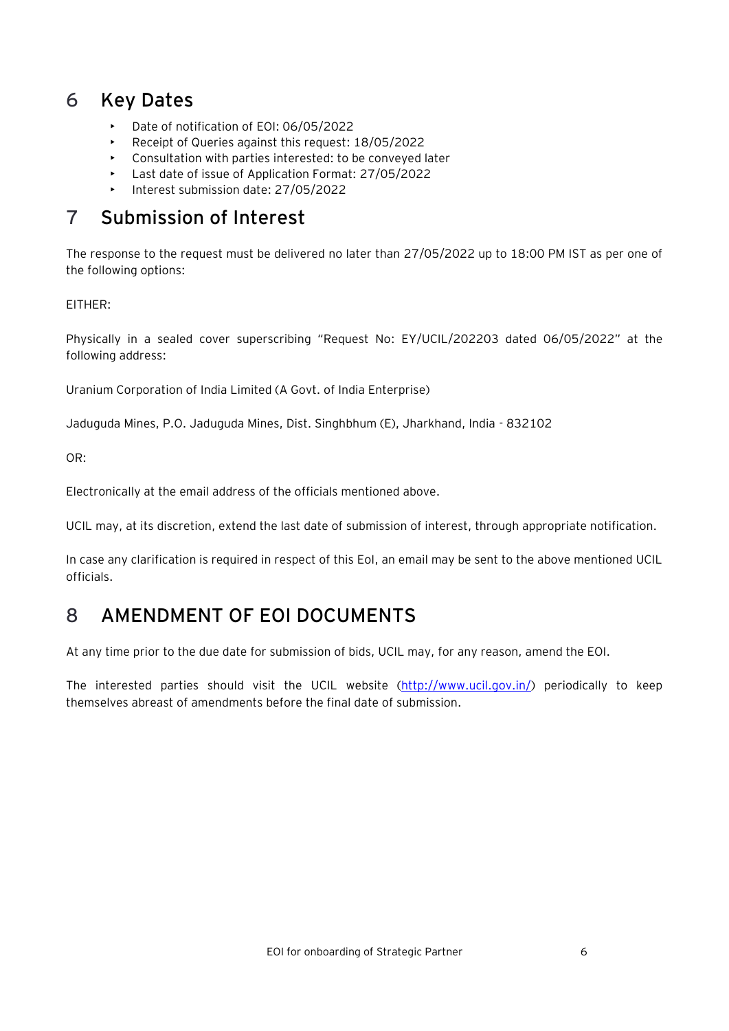# 6 Key Dates

- Date of notification of EOI: 06/05/2022
- Receipt of Queries against this request: 18/05/2022
- Consultation with parties interested: to be conveyed later
- Last date of issue of Application Format: 27/05/2022
- Interest submission date: 27/05/2022

# 7 Submission of Interest

The response to the request must be delivered no later than 27/05/2022 up to 18:00 PM IST as per one of the following options:

EITHER:

Physically in a sealed cover superscribing "Request No: EY/UCIL/202203 dated 06/05/2022" at the following address:

Uranium Corporation of India Limited (A Govt. of India Enterprise)

Jaduguda Mines, P.O. Jaduguda Mines, Dist. Singhbhum (E), Jharkhand, India - 832102

OR:

Electronically at the email address of the officials mentioned above.

UCIL may, at its discretion, extend the last date of submission of interest, through appropriate notification.

In case any clarification is required in respect of this EoI, an email may be sent to the above mentioned UCIL officials.

# 8 AMENDMENT OF EOI DOCUMENTS

At any time prior to the due date for submission of bids, UCIL may, for any reason, amend the EOI.

The interested parties should visit the UCIL website (http://www.ucil.gov.in/) periodically to keep themselves abreast of amendments before the final date of submission.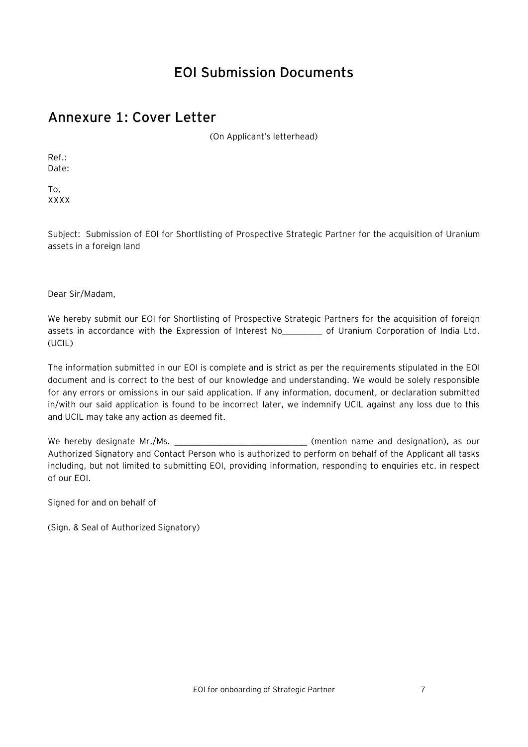# EOI Submission Documents

## Annexure 1: Cover Letter

(On Applicant's letterhead)

Ref.:
Date:

To,
XXXX

Subject: Submission of EOI for Shortlisting of Prospective Strategic Partner for the acquisition of Uranium assets in a foreign land

Dear Sir/Madam,

We hereby submit our EOI for Shortlisting of Prospective Strategic Partners for the acquisition of foreign assets in accordance with the Expression of Interest No_________ of Uranium Corporation of India Ltd. (UCIL)

The information submitted in our EOI is complete and is strict as per the requirements stipulated in the EOI document and is correct to the best of our knowledge and understanding. We would be solely responsible for any errors or omissions in our said application. If any information, document, or declaration submitted in/with our said application is found to be incorrect later, we indemnify UCIL against any loss due to this and UCIL may take any action as deemed fit.

We hereby designate Mr./Ms. _____________________________ (mention name and designation), as our Authorized Signatory and Contact Person who is authorized to perform on behalf of the Applicant all tasks including, but not limited to submitting EOI, providing information, responding to enquiries etc. in respect of our EOI.

Signed for and on behalf of

(Sign. & Seal of Authorized Signatory)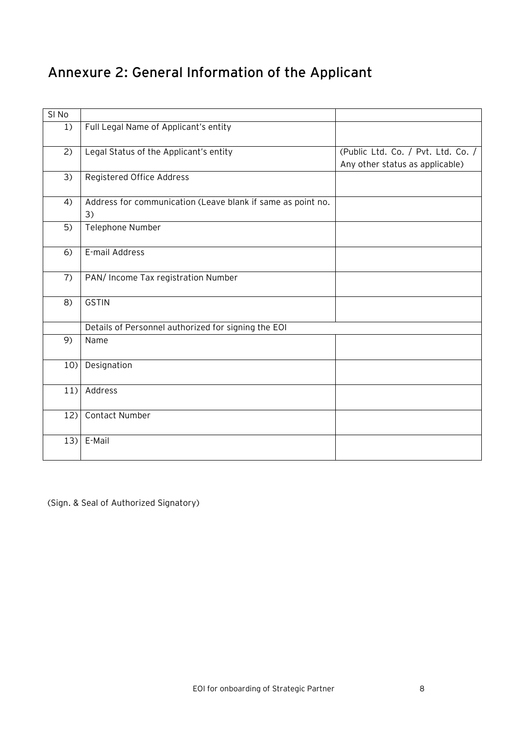## Annexure 2: General Information of the Applicant

| Sl No | | |
|---|---|---|
| 1) | Full Legal Name of Applicant's entity | |
| 2) | Legal Status of the Applicant's entity | (Public Ltd. Co. / Pvt. Ltd. Co. / Any other status as applicable) |
| 3) | Registered Office Address | |
| 4) | Address for communication (Leave blank if same as point no. 3) | |
| 5) | Telephone Number | |
| 6) | E-mail Address | |
| 7) | PAN/ Income Tax registration Number | |
| 8) | GSTIN | |
| | Details of Personnel authorized for signing the EOI | |
| 9) | Name | |
| 10) | Designation | |
| 11) | Address | |
| 12) | Contact Number | |
| 13) | E-Mail | |

(Sign. & Seal of Authorized Signatory)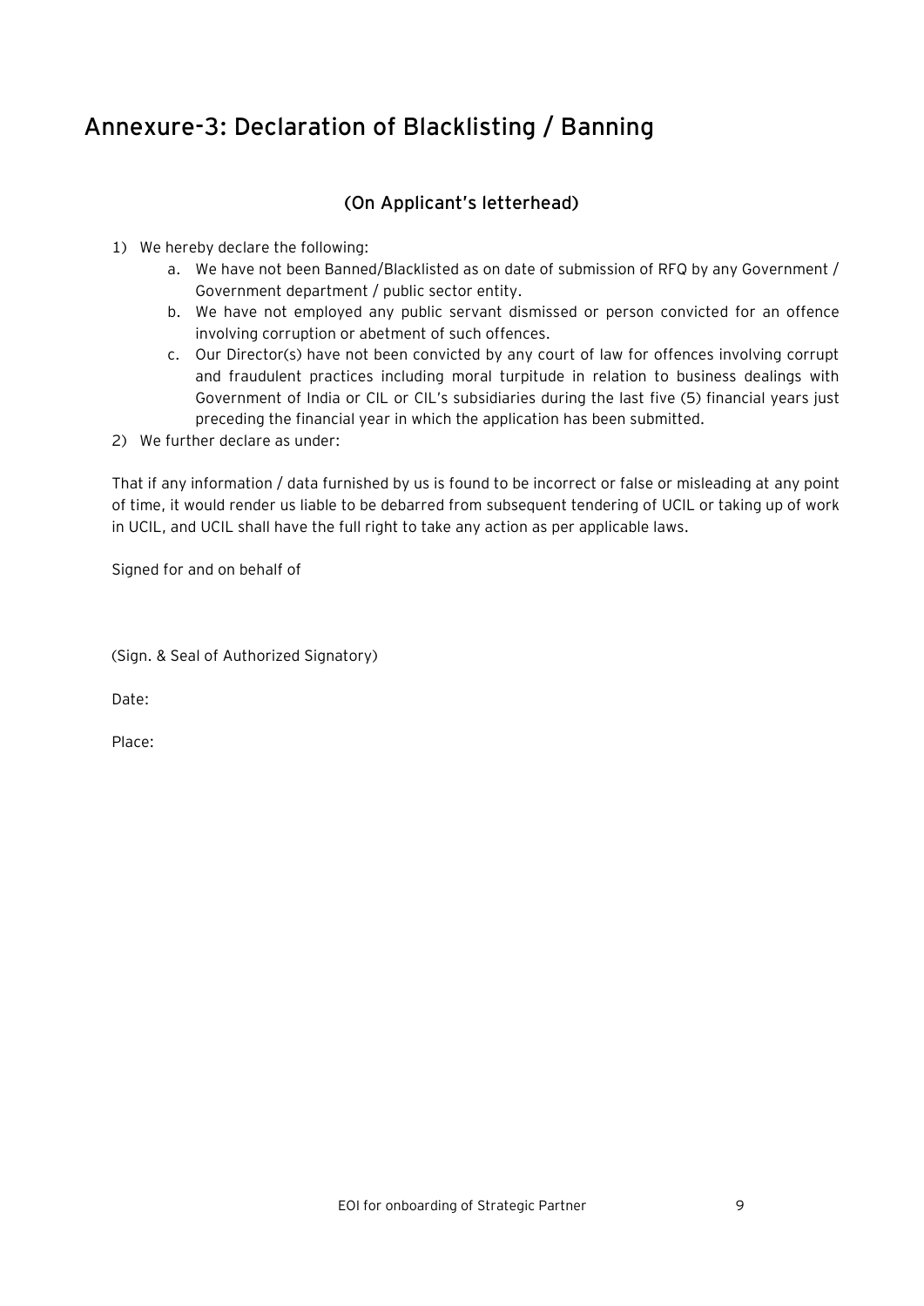## Annexure-3: Declaration of Blacklisting / Banning

### (On Applicant's letterhead)

1) We hereby declare the following:
   a. We have not been Banned/Blacklisted as on date of submission of RFQ by any Government / Government department / public sector entity.
   b. We have not employed any public servant dismissed or person convicted for an offence involving corruption or abetment of such offences.
   c. Our Director(s) have not been convicted by any court of law for offences involving corrupt and fraudulent practices including moral turpitude in relation to business dealings with Government of India or CIL or CIL's subsidiaries during the last five (5) financial years just preceding the financial year in which the application has been submitted.
2) We further declare as under:

That if any information / data furnished by us is found to be incorrect or false or misleading at any point of time, it would render us liable to be debarred from subsequent tendering of UCIL or taking up of work in UCIL, and UCIL shall have the full right to take any action as per applicable laws.

Signed for and on behalf of

(Sign. & Seal of Authorized Signatory)

Date:

Place: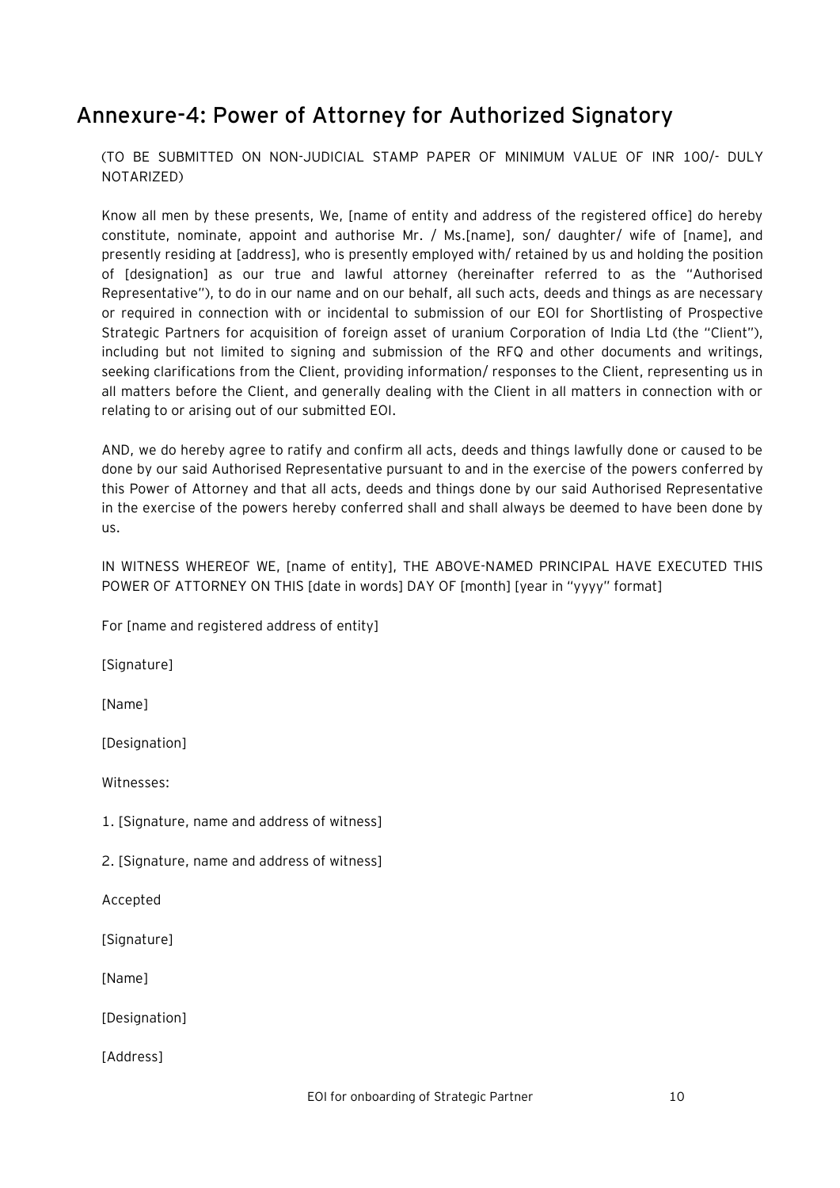## Annexure-4: Power of Attorney for Authorized Signatory

(TO BE SUBMITTED ON NON-JUDICIAL STAMP PAPER OF MINIMUM VALUE OF INR 100/- DULY NOTARIZED)

Know all men by these presents, We, [name of entity and address of the registered office] do hereby constitute, nominate, appoint and authorise Mr. / Ms.[name], son/ daughter/ wife of [name], and presently residing at [address], who is presently employed with/ retained by us and holding the position of [designation] as our true and lawful attorney (hereinafter referred to as the "Authorised Representative"), to do in our name and on our behalf, all such acts, deeds and things as are necessary or required in connection with or incidental to submission of our EOI for Shortlisting of Prospective Strategic Partners for acquisition of foreign asset of uranium Corporation of India Ltd (the "Client"), including but not limited to signing and submission of the RFQ and other documents and writings, seeking clarifications from the Client, providing information/ responses to the Client, representing us in all matters before the Client, and generally dealing with the Client in all matters in connection with or relating to or arising out of our submitted EOI.

AND, we do hereby agree to ratify and confirm all acts, deeds and things lawfully done or caused to be done by our said Authorised Representative pursuant to and in the exercise of the powers conferred by this Power of Attorney and that all acts, deeds and things done by our said Authorised Representative in the exercise of the powers hereby conferred shall and shall always be deemed to have been done by us.

IN WITNESS WHEREOF WE, [name of entity], THE ABOVE-NAMED PRINCIPAL HAVE EXECUTED THIS POWER OF ATTORNEY ON THIS [date in words] DAY OF [month] [year in "yyyy" format]

For [name and registered address of entity]

[Signature]

[Name]

[Designation]

Witnesses:

1. [Signature, name and address of witness]

2. [Signature, name and address of witness]

Accepted

[Signature]

[Name]

[Designation]

[Address]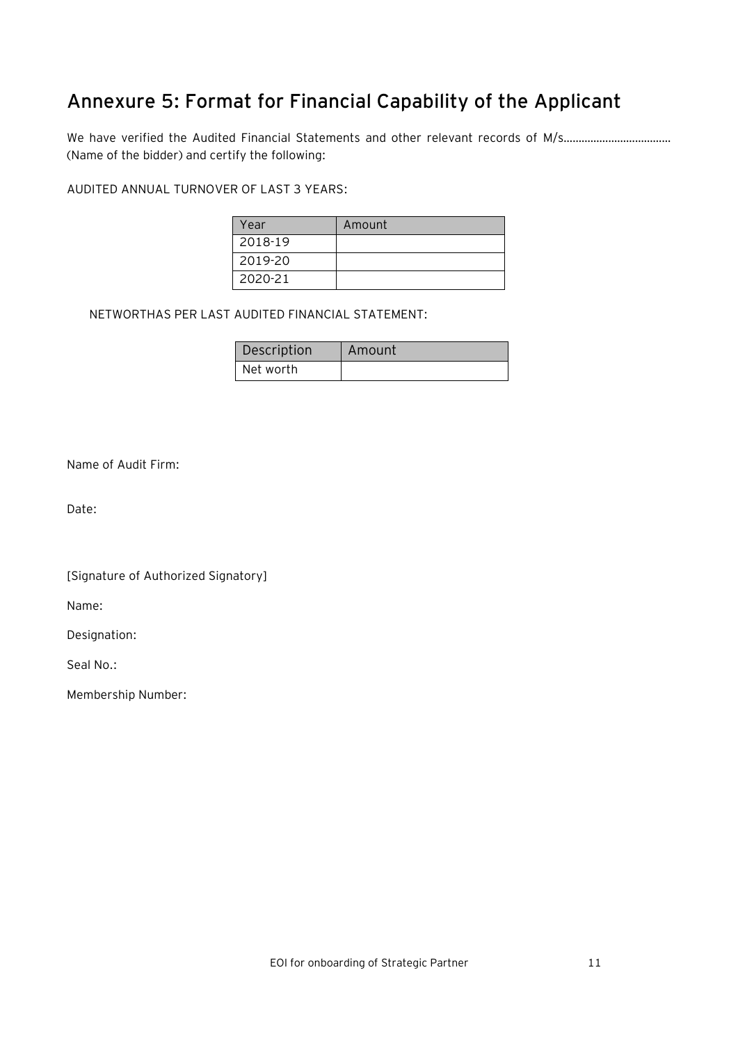## Annexure 5: Format for Financial Capability of the Applicant

We have verified the Audited Financial Statements and other relevant records of M/s………………………………. (Name of the bidder) and certify the following:

AUDITED ANNUAL TURNOVER OF LAST 3 YEARS:

| Year | Amount |
|---|---|
| 2018-19 | |
| 2019-20 | |
| 2020-21 | |

NETWORTHAS PER LAST AUDITED FINANCIAL STATEMENT:

| Description | Amount |
|---|---|
| Net worth | |

Name of Audit Firm:

Date:

[Signature of Authorized Signatory]

Name:

Designation:

Seal No.:

Membership Number: